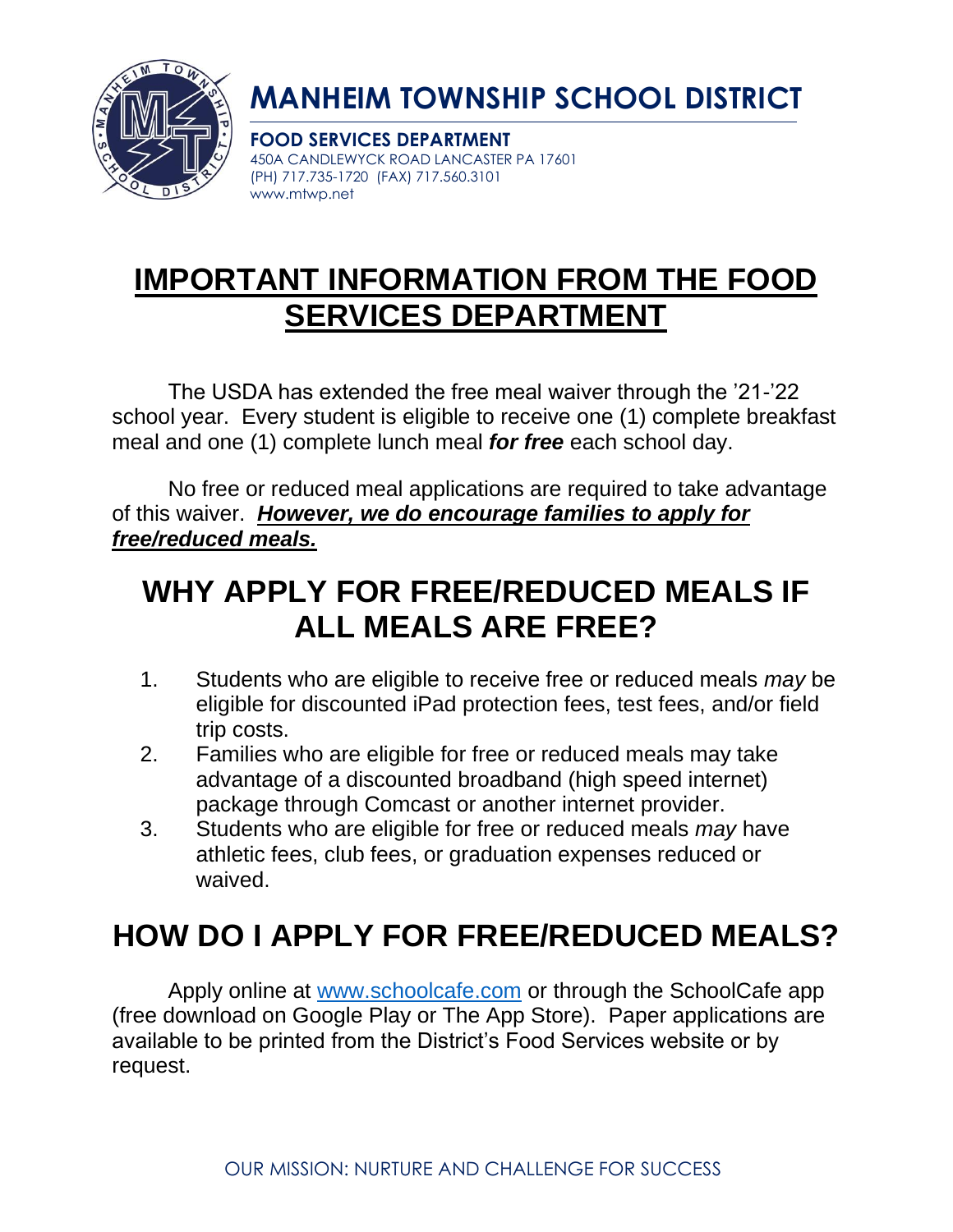# MANHEIM TOWNSHIP SCHOOL DISTRICT

**FOOD SERVICES DEPARTMENT**
450A CANDLEWYCK ROAD LANCASTER PA 17601
(PH) 717.735-1720 (FAX) 717.560.3101
www.mtwp.net

# IMPORTANT INFORMATION FROM THE FOOD SERVICES DEPARTMENT

The USDA has extended the free meal waiver through the '21-'22 school year. Every student is eligible to receive one (1) complete breakfast meal and one (1) complete lunch meal ***for free*** each school day.

No free or reduced meal applications are required to take advantage of this waiver. ***However, we do encourage families to apply for free/reduced meals.***

## WHY APPLY FOR FREE/REDUCED MEALS IF ALL MEALS ARE FREE?

1. Students who are eligible to receive free or reduced meals *may* be eligible for discounted iPad protection fees, test fees, and/or field trip costs.
2. Families who are eligible for free or reduced meals may take advantage of a discounted broadband (high speed internet) package through Comcast or another internet provider.
3. Students who are eligible for free or reduced meals *may* have athletic fees, club fees, or graduation expenses reduced or waived.

## HOW DO I APPLY FOR FREE/REDUCED MEALS?

Apply online at www.schoolcafe.com or through the SchoolCafe app (free download on Google Play or The App Store). Paper applications are available to be printed from the District's Food Services website or by request.

OUR MISSION: NURTURE AND CHALLENGE FOR SUCCESS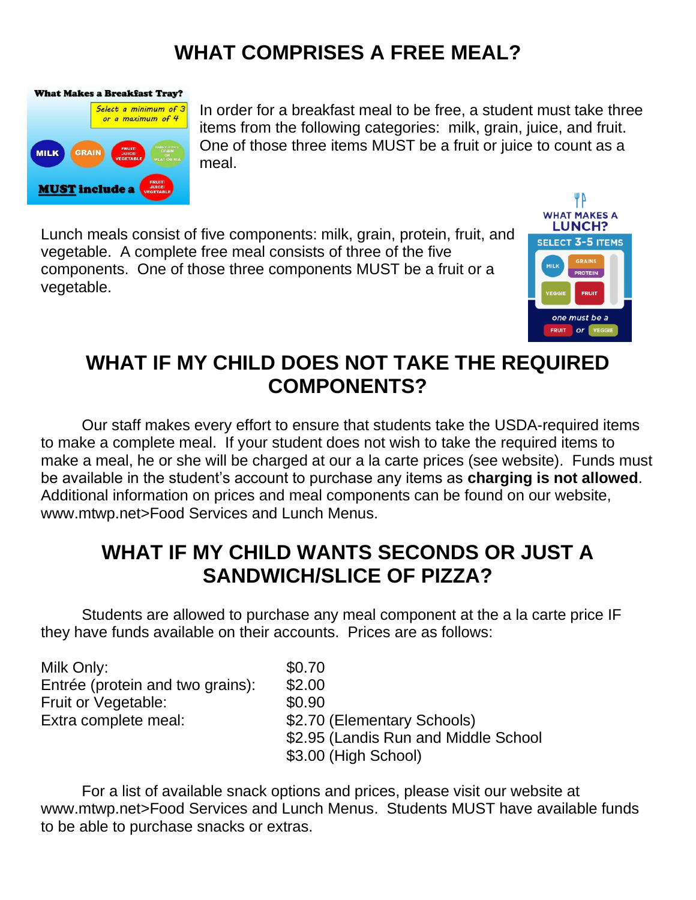# WHAT COMPRISES A FREE MEAL?

In order for a breakfast meal to be free, a student must take three items from the following categories: milk, grain, juice, and fruit. One of those three items MUST be a fruit or juice to count as a meal.

Lunch meals consist of five components: milk, grain, protein, fruit, and vegetable. A complete free meal consists of three of the five components. One of those three components MUST be a fruit or a vegetable.

# WHAT IF MY CHILD DOES NOT TAKE THE REQUIRED COMPONENTS?

Our staff makes every effort to ensure that students take the USDA-required items to make a complete meal. If your student does not wish to take the required items to make a meal, he or she will be charged at our a la carte prices (see website). Funds must be available in the student's account to purchase any items as **charging is not allowed**. Additional information on prices and meal components can be found on our website, www.mtwp.net>Food Services and Lunch Menus.

# WHAT IF MY CHILD WANTS SECONDS OR JUST A SANDWICH/SLICE OF PIZZA?

Students are allowed to purchase any meal component at the a la carte price IF they have funds available on their accounts. Prices are as follows:

| | |
|---|---|
| Milk Only: | $0.70 |
| Entrée (protein and two grains): | $2.00 |
| Fruit or Vegetable: | $0.90 |
| Extra complete meal: | $2.70 (Elementary Schools) |
| | $2.95 (Landis Run and Middle School |
| | $3.00 (High School) |

For a list of available snack options and prices, please visit our website at www.mtwp.net>Food Services and Lunch Menus. Students MUST have available funds to be able to purchase snacks or extras.